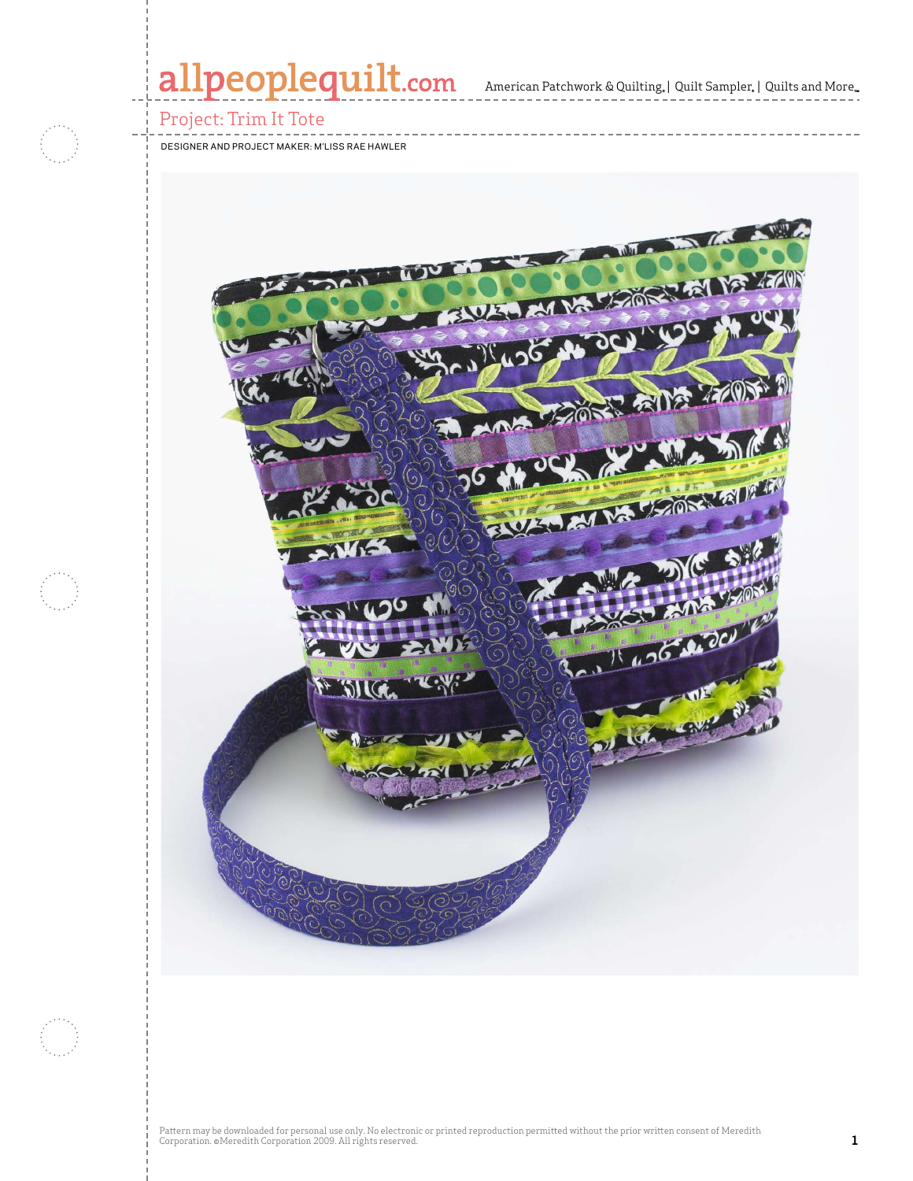# Project: Trim It Tote

DESIGNER AND PROJECT MAKER: M'LISS RAE HAWLER

Pattern may be downloaded for personal use only. No electronic or printed reproduction permitted without the prior written consent of Meredith Corporation. ©Meredith Corporation 2009. All rights reserved.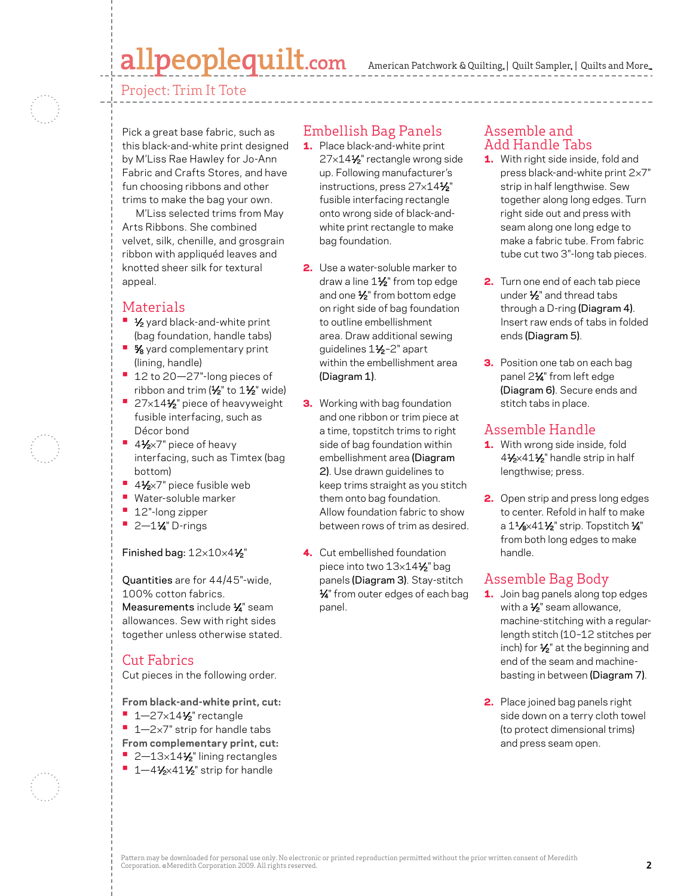# Project: Trim It Tote

Pick a great base fabric, such as this black-and-white print designed by M'Liss Rae Hawley for Jo-Ann Fabric and Crafts Stores, and have fun choosing ribbons and other trims to make the bag your own.

M'Liss selected trims from May Arts Ribbons. She combined velvet, silk, chenille, and grosgrain ribbon with appliquéd leaves and knotted sheer silk for textural appeal.

## Materials

- ½ yard black-and-white print (bag foundation, handle tabs)
- ⅝ yard complementary print (lining, handle)
- 12 to 20—27"-long pieces of ribbon and trim (½" to 1½" wide)
- 27×14½" piece of heavyweight fusible interfacing, such as Décor bond
- 4½×7" piece of heavy interfacing, such as Timtex (bag bottom)
- 4½×7" piece fusible web
- Water-soluble marker
- 12"-long zipper
- 2—1¼" D-rings

**Finished bag:** 12×10×4½"

**Quantities** are for 44/45"-wide, 100% cotton fabrics.
**Measurements** include ¼" seam allowances. Sew with right sides together unless otherwise stated.

## Cut Fabrics

Cut pieces in the following order.

**From black-and-white print, cut:**
- 1—27×14½" rectangle
- 1—2×7" strip for handle tabs

**From complementary print, cut:**
- 2—13×14½" lining rectangles
- 1—4½×41½" strip for handle

## Embellish Bag Panels

1. Place black-and-white print 27×14½" rectangle wrong side up. Following manufacturer's instructions, press 27×14½" fusible interfacing rectangle onto wrong side of black-and-white print rectangle to make bag foundation.

2. Use a water-soluble marker to draw a line 1½" from top edge and one ½" from bottom edge on right side of bag foundation to outline embellishment area. Draw additional sewing guidelines 1½–2" apart within the embellishment area **(Diagram 1)**.

3. Working with bag foundation and one ribbon or trim piece at a time, topstitch trims to right side of bag foundation within embellishment area **(Diagram 2)**. Use drawn guidelines to keep trims straight as you stitch them onto bag foundation. Allow foundation fabric to show between rows of trim as desired.

4. Cut embellished foundation piece into two 13×14½" bag panels **(Diagram 3)**. Stay-stitch ¼" from outer edges of each bag panel.

## Assemble and Add Handle Tabs

1. With right side inside, fold and press black-and-white print 2×7" strip in half lengthwise. Sew together along long edges. Turn right side out and press with seam along one long edge to make a fabric tube. From fabric tube cut two 3"-long tab pieces.

2. Turn one end of each tab piece under ½" and thread tabs through a D-ring **(Diagram 4)**. Insert raw ends of tabs in folded ends **(Diagram 5)**.

3. Position one tab on each bag panel 2¼" from left edge **(Diagram 6)**. Secure ends and stitch tabs in place.

## Assemble Handle

1. With wrong side inside, fold 4½×41½" handle strip in half lengthwise; press.

2. Open strip and press long edges to center. Refold in half to make a 1⅛×41½" strip. Topstitch ¼" from both long edges to make handle.

## Assemble Bag Body

1. Join bag panels along top edges with a ½" seam allowance, machine-stitching with a regular-length stitch (10–12 stitches per inch) for ½" at the beginning and end of the seam and machine-basting in between **(Diagram 7)**.

2. Place joined bag panels right side down on a terry cloth towel (to protect dimensional trims) and press seam open.

Pattern may be downloaded for personal use only. No electronic or printed reproduction permitted without the prior written consent of Meredith Corporation. ©Meredith Corporation 2009. All rights reserved.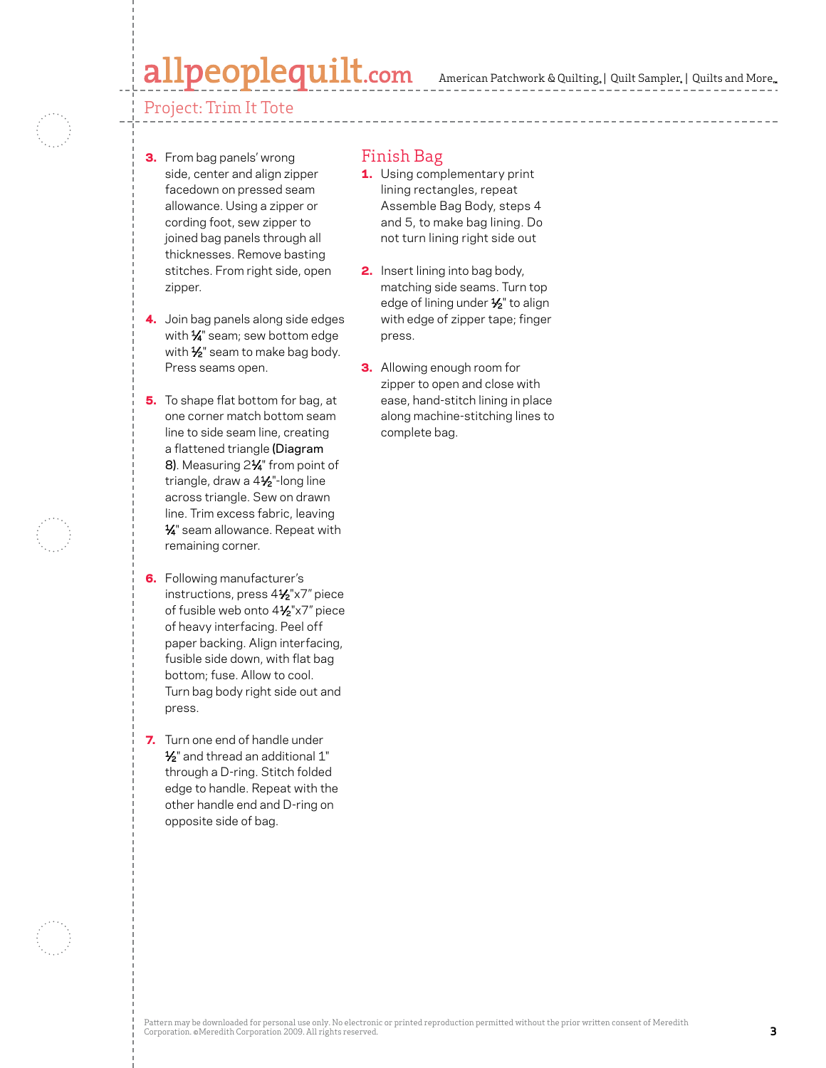3. From bag panels' wrong side, center and align zipper facedown on pressed seam allowance. Using a zipper or cording foot, sew zipper to joined bag panels through all thicknesses. Remove basting stitches. From right side, open zipper.

4. Join bag panels along side edges with ¼" seam; sew bottom edge with ½" seam to make bag body. Press seams open.

5. To shape flat bottom for bag, at one corner match bottom seam line to side seam line, creating a flattened triangle **(Diagram 8)**. Measuring 2¼" from point of triangle, draw a 4½"-long line across triangle. Sew on drawn line. Trim excess fabric, leaving ¼" seam allowance. Repeat with remaining corner.

6. Following manufacturer's instructions, press 4½"x7" piece of fusible web onto 4½"x7" piece of heavy interfacing. Peel off paper backing. Align interfacing, fusible side down, with flat bag bottom; fuse. Allow to cool. Turn bag body right side out and press.

7. Turn one end of handle under ½" and thread an additional 1" through a D-ring. Stitch folded edge to handle. Repeat with the other handle end and D-ring on opposite side of bag.

## Finish Bag

1. Using complementary print lining rectangles, repeat Assemble Bag Body, steps 4 and 5, to make bag lining. Do not turn lining right side out

2. Insert lining into bag body, matching side seams. Turn top edge of lining under ½" to align with edge of zipper tape; finger press.

3. Allowing enough room for zipper to open and close with ease, hand-stitch lining in place along machine-stitching lines to complete bag.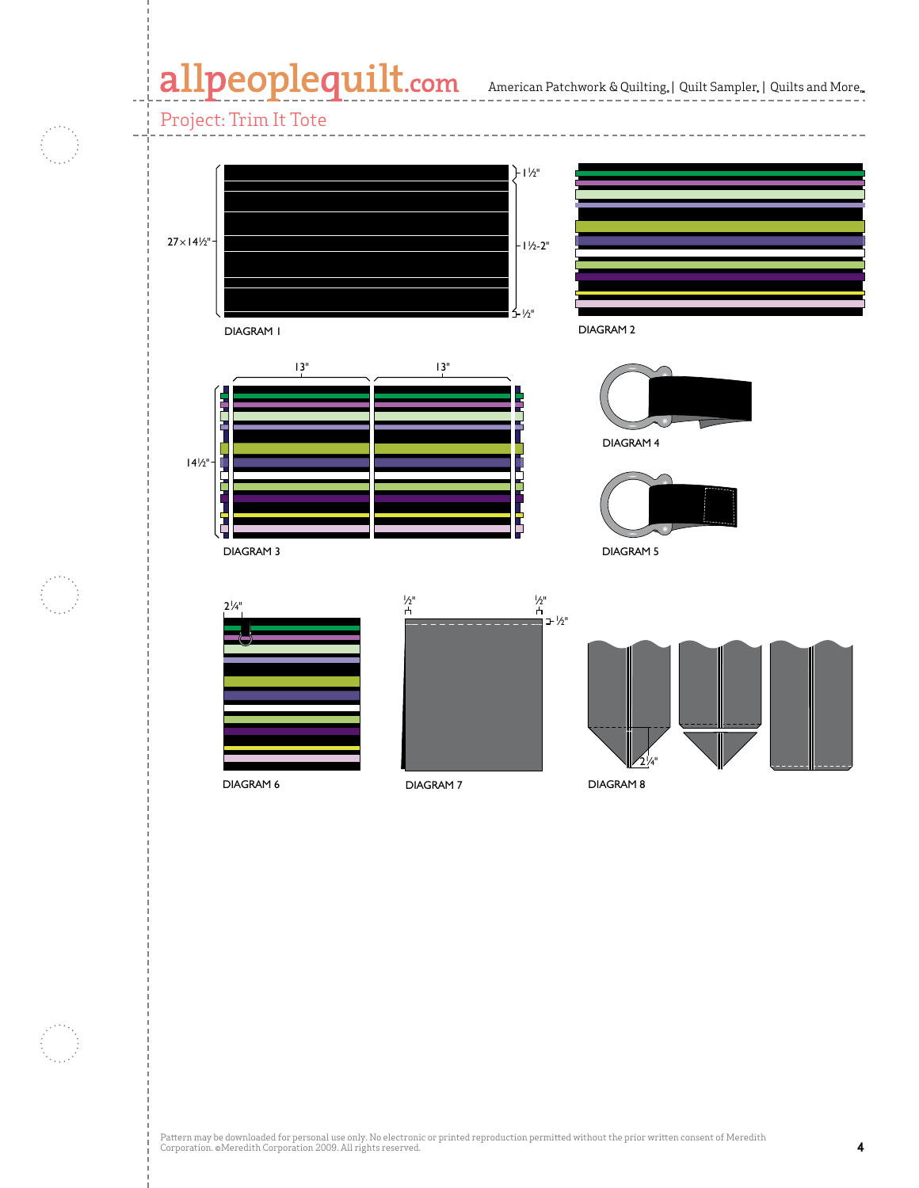Project: Trim It Tote

27×14½"

1½"

1½-2"

½"

DIAGRAM 1

DIAGRAM 2

13"

13"

14½"

DIAGRAM 3

DIAGRAM 4

DIAGRAM 5

2¼"

DIAGRAM 6

½"

½"

½"

DIAGRAM 7

2¼"

DIAGRAM 8

Pattern may be downloaded for personal use only. No electronic or printed reproduction permitted without the prior written consent of Meredith Corporation. ©Meredith Corporation 2009. All rights reserved.